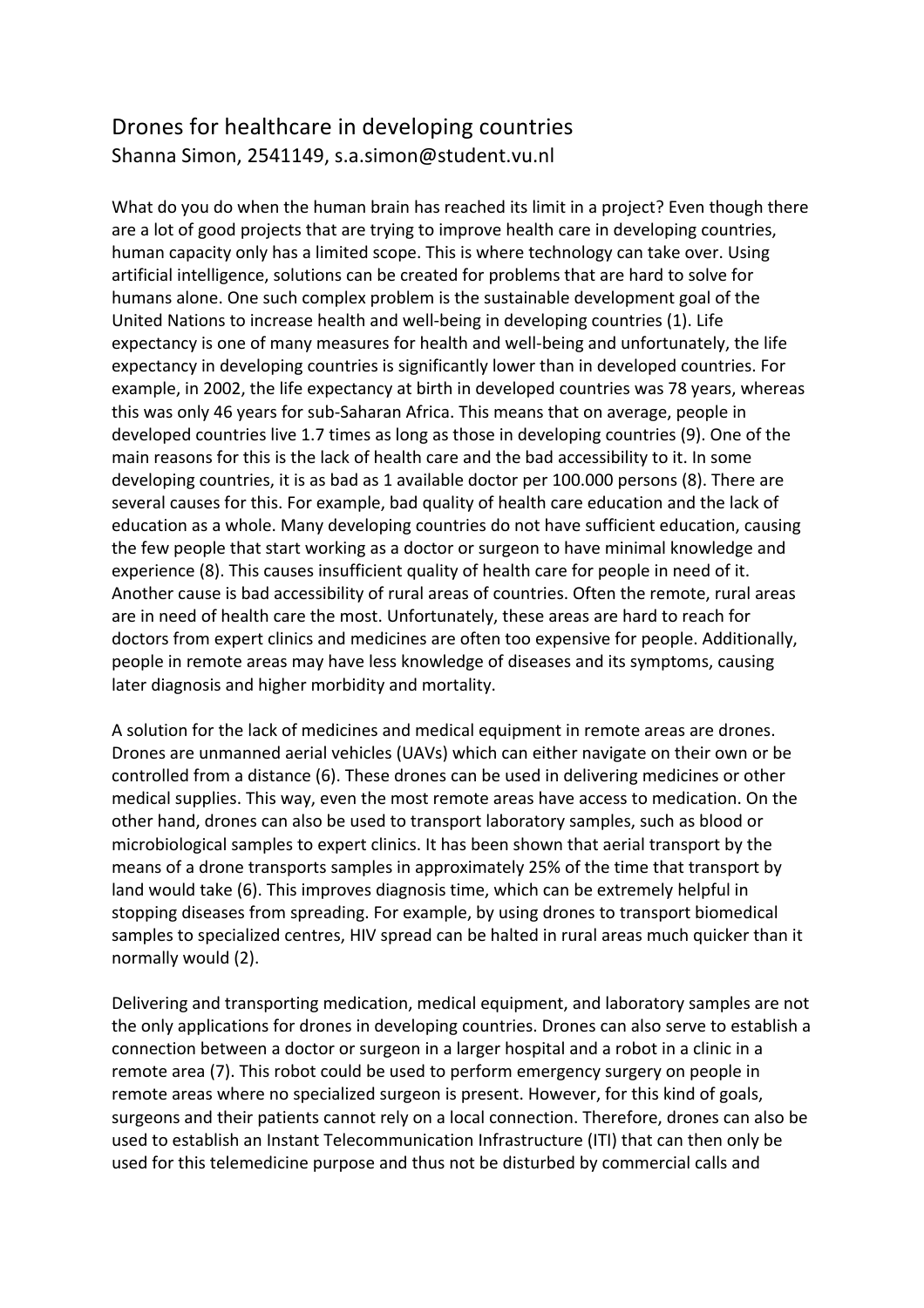# Drones for healthcare in developing countries

Shanna Simon, 2541149, s.a.simon@student.vu.nl

What do you do when the human brain has reached its limit in a project? Even though there are a lot of good projects that are trying to improve health care in developing countries, human capacity only has a limited scope. This is where technology can take over. Using artificial intelligence, solutions can be created for problems that are hard to solve for humans alone. One such complex problem is the sustainable development goal of the United Nations to increase health and well-being in developing countries (1). Life expectancy is one of many measures for health and well-being and unfortunately, the life expectancy in developing countries is significantly lower than in developed countries. For example, in 2002, the life expectancy at birth in developed countries was 78 years, whereas this was only 46 years for sub-Saharan Africa. This means that on average, people in developed countries live 1.7 times as long as those in developing countries (9). One of the main reasons for this is the lack of health care and the bad accessibility to it. In some developing countries, it is as bad as 1 available doctor per 100.000 persons (8). There are several causes for this. For example, bad quality of health care education and the lack of education as a whole. Many developing countries do not have sufficient education, causing the few people that start working as a doctor or surgeon to have minimal knowledge and experience (8). This causes insufficient quality of health care for people in need of it. Another cause is bad accessibility of rural areas of countries. Often the remote, rural areas are in need of health care the most. Unfortunately, these areas are hard to reach for doctors from expert clinics and medicines are often too expensive for people. Additionally, people in remote areas may have less knowledge of diseases and its symptoms, causing later diagnosis and higher morbidity and mortality.

A solution for the lack of medicines and medical equipment in remote areas are drones. Drones are unmanned aerial vehicles (UAVs) which can either navigate on their own or be controlled from a distance (6). These drones can be used in delivering medicines or other medical supplies. This way, even the most remote areas have access to medication. On the other hand, drones can also be used to transport laboratory samples, such as blood or microbiological samples to expert clinics. It has been shown that aerial transport by the means of a drone transports samples in approximately 25% of the time that transport by land would take (6). This improves diagnosis time, which can be extremely helpful in stopping diseases from spreading. For example, by using drones to transport biomedical samples to specialized centres, HIV spread can be halted in rural areas much quicker than it normally would (2).

Delivering and transporting medication, medical equipment, and laboratory samples are not the only applications for drones in developing countries. Drones can also serve to establish a connection between a doctor or surgeon in a larger hospital and a robot in a clinic in a remote area (7). This robot could be used to perform emergency surgery on people in remote areas where no specialized surgeon is present. However, for this kind of goals, surgeons and their patients cannot rely on a local connection. Therefore, drones can also be used to establish an Instant Telecommunication Infrastructure (ITI) that can then only be used for this telemedicine purpose and thus not be disturbed by commercial calls and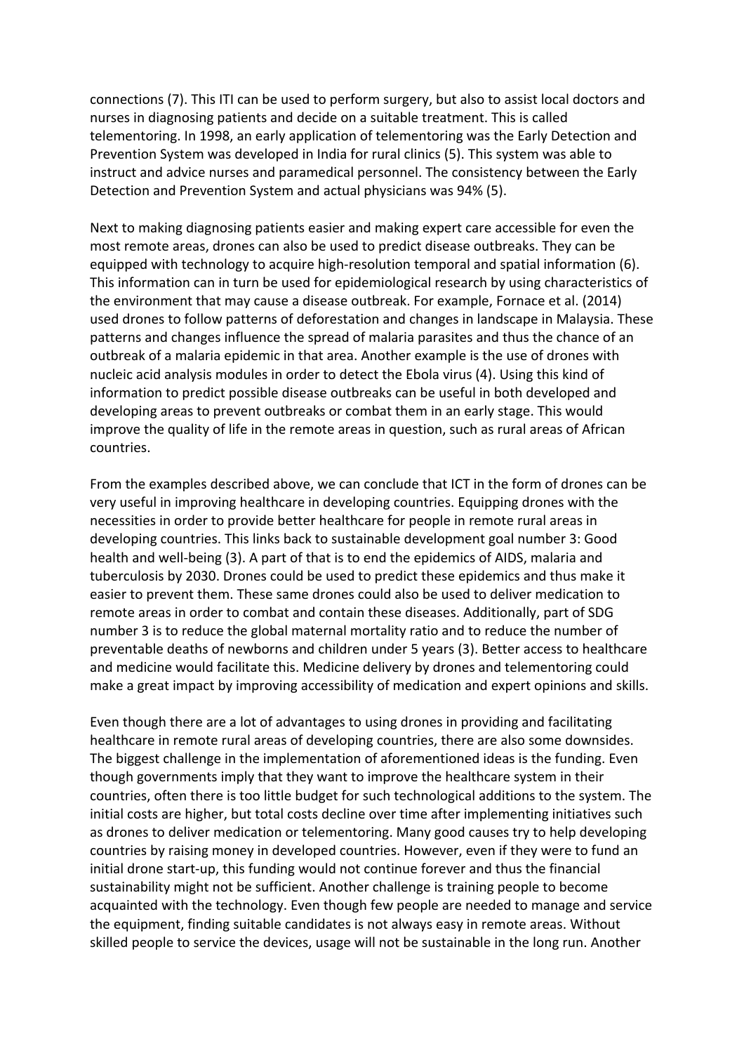connections (7). This ITI can be used to perform surgery, but also to assist local doctors and nurses in diagnosing patients and decide on a suitable treatment. This is called telementoring. In 1998, an early application of telementoring was the Early Detection and Prevention System was developed in India for rural clinics (5). This system was able to instruct and advice nurses and paramedical personnel. The consistency between the Early Detection and Prevention System and actual physicians was 94% (5).

Next to making diagnosing patients easier and making expert care accessible for even the most remote areas, drones can also be used to predict disease outbreaks. They can be equipped with technology to acquire high-resolution temporal and spatial information (6). This information can in turn be used for epidemiological research by using characteristics of the environment that may cause a disease outbreak. For example, Fornace et al. (2014) used drones to follow patterns of deforestation and changes in landscape in Malaysia. These patterns and changes influence the spread of malaria parasites and thus the chance of an outbreak of a malaria epidemic in that area. Another example is the use of drones with nucleic acid analysis modules in order to detect the Ebola virus (4). Using this kind of information to predict possible disease outbreaks can be useful in both developed and developing areas to prevent outbreaks or combat them in an early stage. This would improve the quality of life in the remote areas in question, such as rural areas of African countries.

From the examples described above, we can conclude that ICT in the form of drones can be very useful in improving healthcare in developing countries. Equipping drones with the necessities in order to provide better healthcare for people in remote rural areas in developing countries. This links back to sustainable development goal number 3: Good health and well-being (3). A part of that is to end the epidemics of AIDS, malaria and tuberculosis by 2030. Drones could be used to predict these epidemics and thus make it easier to prevent them. These same drones could also be used to deliver medication to remote areas in order to combat and contain these diseases. Additionally, part of SDG number 3 is to reduce the global maternal mortality ratio and to reduce the number of preventable deaths of newborns and children under 5 years (3). Better access to healthcare and medicine would facilitate this. Medicine delivery by drones and telementoring could make a great impact by improving accessibility of medication and expert opinions and skills.

Even though there are a lot of advantages to using drones in providing and facilitating healthcare in remote rural areas of developing countries, there are also some downsides. The biggest challenge in the implementation of aforementioned ideas is the funding. Even though governments imply that they want to improve the healthcare system in their countries, often there is too little budget for such technological additions to the system. The initial costs are higher, but total costs decline over time after implementing initiatives such as drones to deliver medication or telementoring. Many good causes try to help developing countries by raising money in developed countries. However, even if they were to fund an initial drone start-up, this funding would not continue forever and thus the financial sustainability might not be sufficient. Another challenge is training people to become acquainted with the technology. Even though few people are needed to manage and service the equipment, finding suitable candidates is not always easy in remote areas. Without skilled people to service the devices, usage will not be sustainable in the long run. Another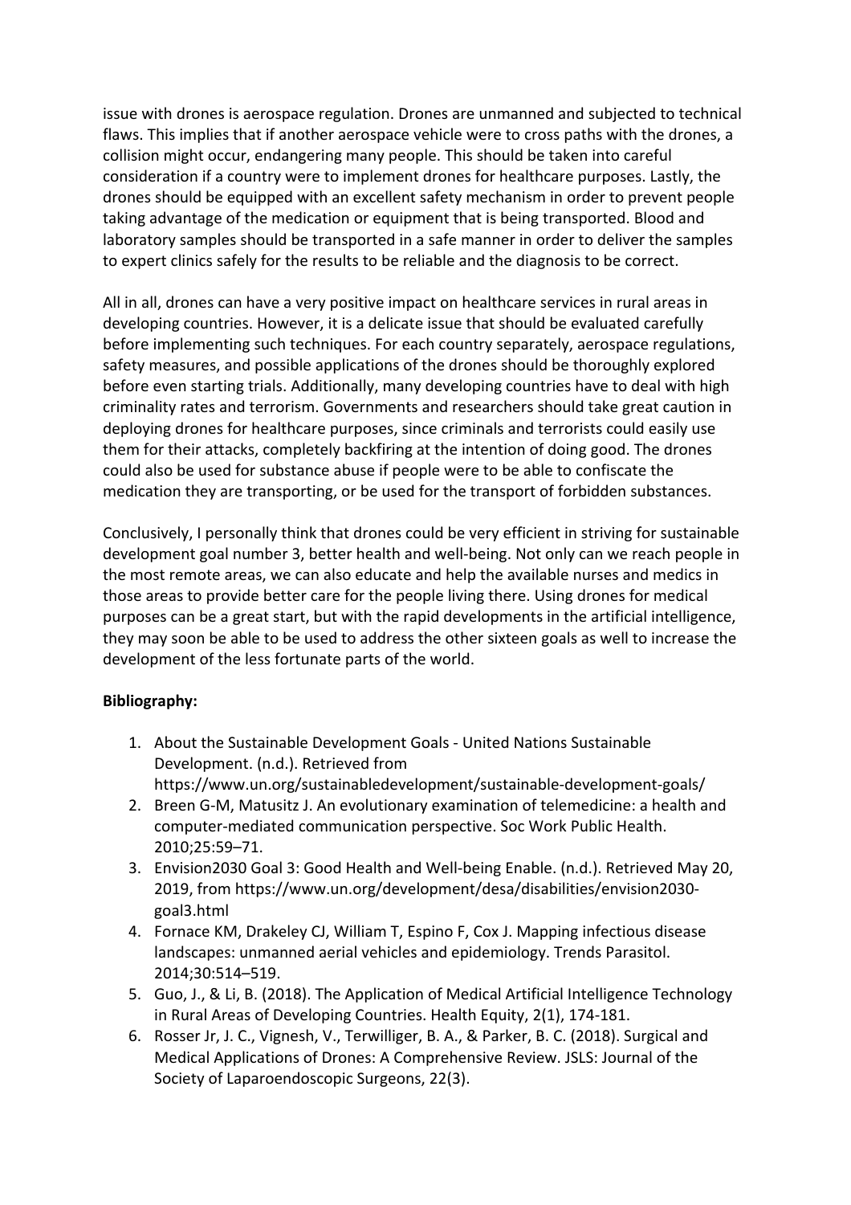issue with drones is aerospace regulation. Drones are unmanned and subjected to technical flaws. This implies that if another aerospace vehicle were to cross paths with the drones, a collision might occur, endangering many people. This should be taken into careful consideration if a country were to implement drones for healthcare purposes. Lastly, the drones should be equipped with an excellent safety mechanism in order to prevent people taking advantage of the medication or equipment that is being transported. Blood and laboratory samples should be transported in a safe manner in order to deliver the samples to expert clinics safely for the results to be reliable and the diagnosis to be correct.

All in all, drones can have a very positive impact on healthcare services in rural areas in developing countries. However, it is a delicate issue that should be evaluated carefully before implementing such techniques. For each country separately, aerospace regulations, safety measures, and possible applications of the drones should be thoroughly explored before even starting trials. Additionally, many developing countries have to deal with high criminality rates and terrorism. Governments and researchers should take great caution in deploying drones for healthcare purposes, since criminals and terrorists could easily use them for their attacks, completely backfiring at the intention of doing good. The drones could also be used for substance abuse if people were to be able to confiscate the medication they are transporting, or be used for the transport of forbidden substances.

Conclusively, I personally think that drones could be very efficient in striving for sustainable development goal number 3, better health and well-being. Not only can we reach people in the most remote areas, we can also educate and help the available nurses and medics in those areas to provide better care for the people living there. Using drones for medical purposes can be a great start, but with the rapid developments in the artificial intelligence, they may soon be able to be used to address the other sixteen goals as well to increase the development of the less fortunate parts of the world.

**Bibliography:**

1. About the Sustainable Development Goals - United Nations Sustainable Development. (n.d.). Retrieved from https://www.un.org/sustainabledevelopment/sustainable-development-goals/
2. Breen G-M, Matusitz J. An evolutionary examination of telemedicine: a health and computer-mediated communication perspective. Soc Work Public Health. 2010;25:59–71.
3. Envision2030 Goal 3: Good Health and Well-being Enable. (n.d.). Retrieved May 20, 2019, from https://www.un.org/development/desa/disabilities/envision2030-goal3.html
4. Fornace KM, Drakeley CJ, William T, Espino F, Cox J. Mapping infectious disease landscapes: unmanned aerial vehicles and epidemiology. Trends Parasitol. 2014;30:514–519.
5. Guo, J., & Li, B. (2018). The Application of Medical Artificial Intelligence Technology in Rural Areas of Developing Countries. Health Equity, 2(1), 174-181.
6. Rosser Jr, J. C., Vignesh, V., Terwilliger, B. A., & Parker, B. C. (2018). Surgical and Medical Applications of Drones: A Comprehensive Review. JSLS: Journal of the Society of Laparoendoscopic Surgeons, 22(3).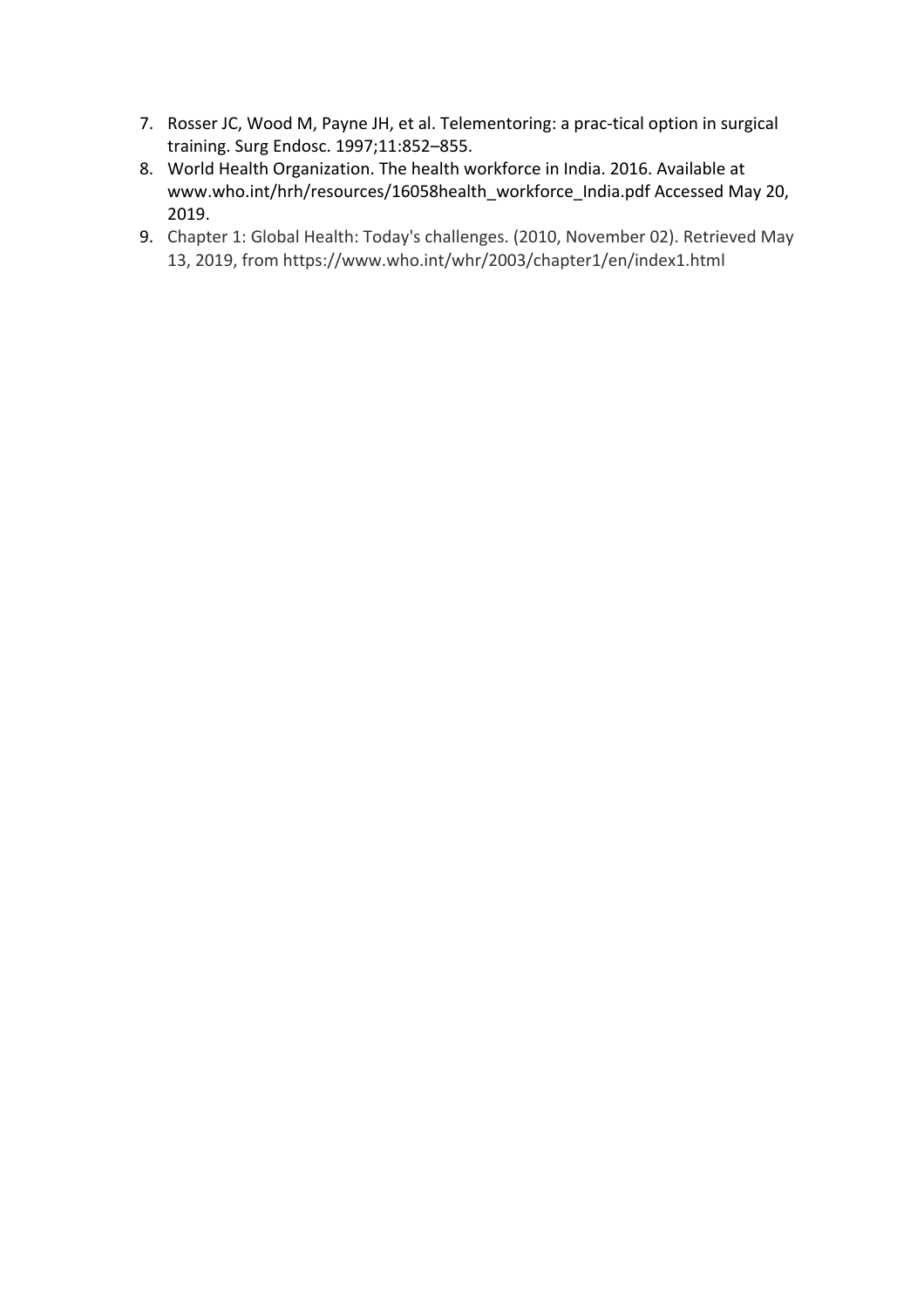7. Rosser JC, Wood M, Payne JH, et al. Telementoring: a prac-tical option in surgical training. Surg Endosc. 1997;11:852–855.
8. World Health Organization. The health workforce in India. 2016. Available at www.who.int/hrh/resources/16058health_workforce_India.pdf Accessed May 20, 2019.
9. Chapter 1: Global Health: Today's challenges. (2010, November 02). Retrieved May 13, 2019, from https://www.who.int/whr/2003/chapter1/en/index1.html